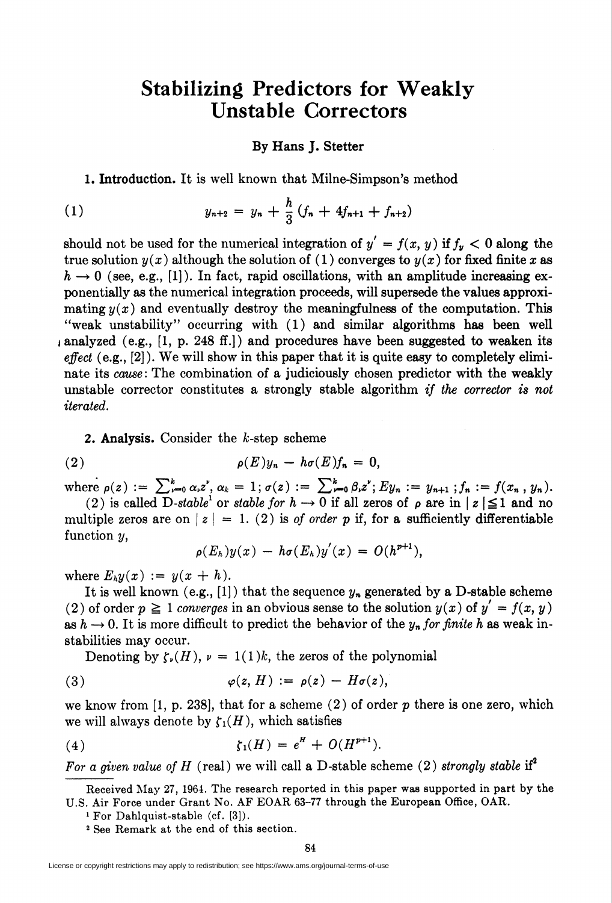# Stabilizing Predictors for Weakly Unstable Correctors

**By Hans J. Stetter**

**1. Introduction.** It is well known that Milne-Simpson's method

$$y_{n+2} = y_n + \frac{h}{3}(f_n + 4f_{n+1} + f_{n+2}) \tag{1}$$

should not be used for the numerical integration of $y' = f(x, y)$ if $f_y < 0$ along the true solution $y(x)$ although the solution of (1) converges to $y(x)$ for fixed finite $x$ as $h \to 0$ (see, e.g., [1]). In fact, rapid oscillations, with an amplitude increasing exponentially as the numerical integration proceeds, will supersede the values approximating $y(x)$ and eventually destroy the meaningfulness of the computation. This "weak unstability" occurring with (1) and similar algorithms has been well analyzed (e.g., [1, p. 248 ff.]) and procedures have been suggested to weaken its *effect* (e.g., [2]). We will show in this paper that it is quite easy to completely eliminate its *cause*: The combination of a judiciously chosen predictor with the weakly unstable corrector constitutes a strongly stable algorithm *if the corrector is not iterated*.

**2. Analysis.** Consider the $k$-step scheme

$$\rho(E)y_n - h\sigma(E)f_n = 0, \tag{2}$$

where $\rho(z) := \sum_{\nu=0}^{k} \alpha_\nu z^\nu$, $\alpha_k = 1$; $\sigma(z) := \sum_{\nu=0}^{k} \beta_\nu z^\nu$; $Ey_n := y_{n+1}$; $f_n := f(x_n, y_n)$.

(2) is called D-*stable*[1] or *stable for* $h \to 0$ if all zeros of $\rho$ are in $|z| \leq 1$ and no multiple zeros are on $|z| = 1$. (2) is *of order* $p$ if, for a sufficiently differentiable function $y$,

$$\rho(E_h)y(x) - h\sigma(E_h)y'(x) = O(h^{p+1}),$$

where $E_h y(x) := y(x + h)$.

It is well known (e.g., [1]) that the sequence $y_n$ generated by a D-stable scheme (2) of order $p \geq 1$ *converges* in an obvious sense to the solution $y(x)$ of $y' = f(x, y)$ as $h \to 0$. It is more difficult to predict the behavior of the $y_n$ *for finite* $h$ as weak instabilities may occur.

Denoting by $\zeta_\nu(H)$, $\nu = 1(1)k$, the zeros of the polynomial

$$\varphi(z, H) := \rho(z) - H\sigma(z), \tag{3}$$

we know from [1, p. 238], that for a scheme (2) of order $p$ there is one zero, which we will always denote by $\zeta_1(H)$, which satisfies

$$\zeta_1(H) = e^H + O(H^{p+1}). \tag{4}$$

*For a given value of* $H$ (real) we will call a D-stable scheme (2) *strongly stable* if[2]

---

Received May 27, 1964. The research reported in this paper was supported in part by the U.S. Air Force under Grant No. AF EOAR 63-77 through the European Office, OAR.

[1] For Dahlquist-stable (cf. [3]).

[2] See Remark at the end of this section.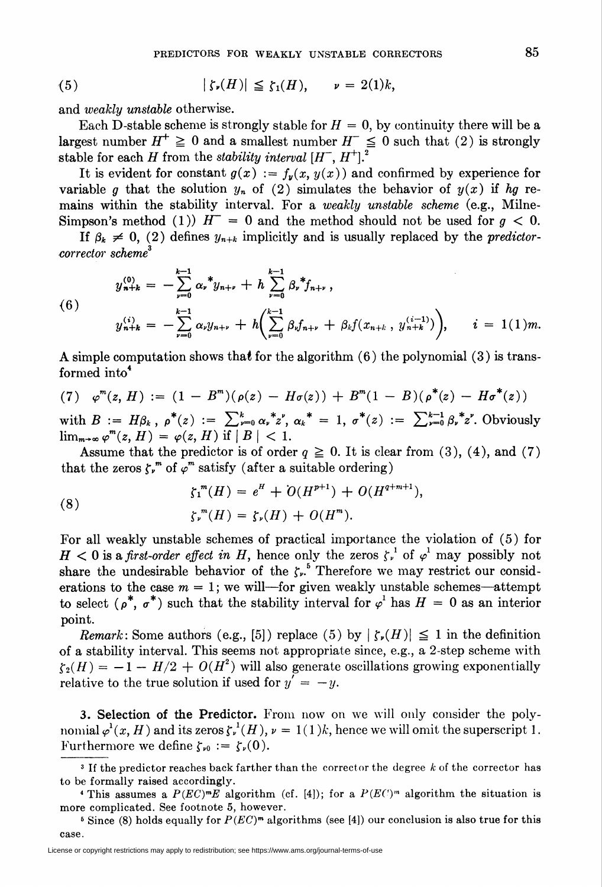$$(5) \qquad |\zeta_\nu(H)| \leqq \zeta_1(H), \qquad \nu = 2(1)k,$$

and *weakly unstable* otherwise.

Each D-stable scheme is strongly stable for $H = 0$, by continuity there will be a largest number $H^+ \geqq 0$ and a smallest number $H^- \leqq 0$ such that (2) is strongly stable for each $H$ from the *stability interval* $[H^-, H^+]$.[2]

It is evident for constant $g(x) := f_y(x, y(x))$ and confirmed by experience for variable $g$ that the solution $y_n$ of (2) simulates the behavior of $y(x)$ if $hg$ remains within the stability interval. For a *weakly unstable scheme* (e.g., Milne-Simpson's method (1)) $H^- = 0$ and the method should not be used for $g < 0$.

If $\beta_k \neq 0$, (2) defines $y_{n+k}$ implicitly and is usually replaced by the *predictor-corrector scheme*[3]

$$(6) \qquad \begin{aligned} y_{n+k}^{(0)} &= -\sum_{\nu=0}^{k-1} \alpha_\nu^* y_{n+\nu} + h \sum_{\nu=0}^{k-1} \beta_\nu^* f_{n+\nu}, \\ y_{n+k}^{(i)} &= -\sum_{\nu=0}^{k-1} \alpha_\nu y_{n+\nu} + h\left(\sum_{\nu=0}^{k-1} \beta_\nu f_{n+\nu} + \beta_k f(x_{n+k}, y_{n+k}^{(i-1)})\right), \qquad i = 1(1)m. \end{aligned}$$

A simple computation shows that for the algorithm (6) the polynomial (3) is transformed into[4]

$$(7) \quad \varphi^m(z, H) := (1 - B^m)(\rho(z) - H\sigma(z)) + B^m(1 - B)(\rho^*(z) - H\sigma^*(z))$$

with $B := H\beta_k$, $\rho^*(z) := \sum_{\nu=0}^{k} \alpha_\nu^* z^\nu$, $\alpha_k^* = 1$, $\sigma^*(z) := \sum_{\nu=0}^{k-1} \beta_\nu^* z^\nu$. Obviously $\lim_{m\to\infty} \varphi^m(z, H) = \varphi(z, H)$ if $|B| < 1$.

Assume that the predictor is of order $q \geqq 0$. It is clear from (3), (4), and (7) that the zeros $\zeta_\nu^m$ of $\varphi^m$ satisfy (after a suitable ordering)

$$(8) \qquad \begin{aligned} \zeta_1^m(H) &= e^H + O(H^{p+1}) + O(H^{q+m+1}), \\ \zeta_\nu^m(H) &= \zeta_\nu(H) + O(H^m). \end{aligned}$$

For all weakly unstable schemes of practical importance the violation of (5) for $H < 0$ is a *first-order effect in* $H$, hence only the zeros $\zeta_\nu^1$ of $\varphi^1$ may possibly not share the undesirable behavior of the $\zeta_\nu$.[5] Therefore we may restrict our considerations to the case $m = 1$; we will—for given weakly unstable schemes—attempt to select $(\rho^*, \sigma^*)$ such that the stability interval for $\varphi^1$ has $H = 0$ as an interior point.

*Remark*: Some authors (e.g., [5]) replace (5) by $|\zeta_\nu(H)| \leqq 1$ in the definition of a stability interval. This seems not appropriate since, e.g., a 2-step scheme with $\zeta_2(H) = -1 - H/2 + O(H^2)$ will also generate oscillations growing exponentially relative to the true solution if used for $y' = -y$.

## 3. Selection of the Predictor.

From now on we will only consider the polynomial $\varphi^1(x, H)$ and its zeros $\zeta_\nu^1(H)$, $\nu = 1(1)k$, hence we will omit the superscript 1. Furthermore we define $\zeta_{\nu 0} := \zeta_\nu(0)$.

---

[3] If the predictor reaches back farther than the corrector the degree $k$ of the corrector has to be formally raised accordingly.

[4] This assumes a $P(EC)^m E$ algorithm (cf. [4]); for a $P(EC)^m$ algorithm the situation is more complicated. See footnote 5, however.

[5] Since (8) holds equally for $P(EC)^m$ algorithms (see [4]) our conclusion is also true for this case.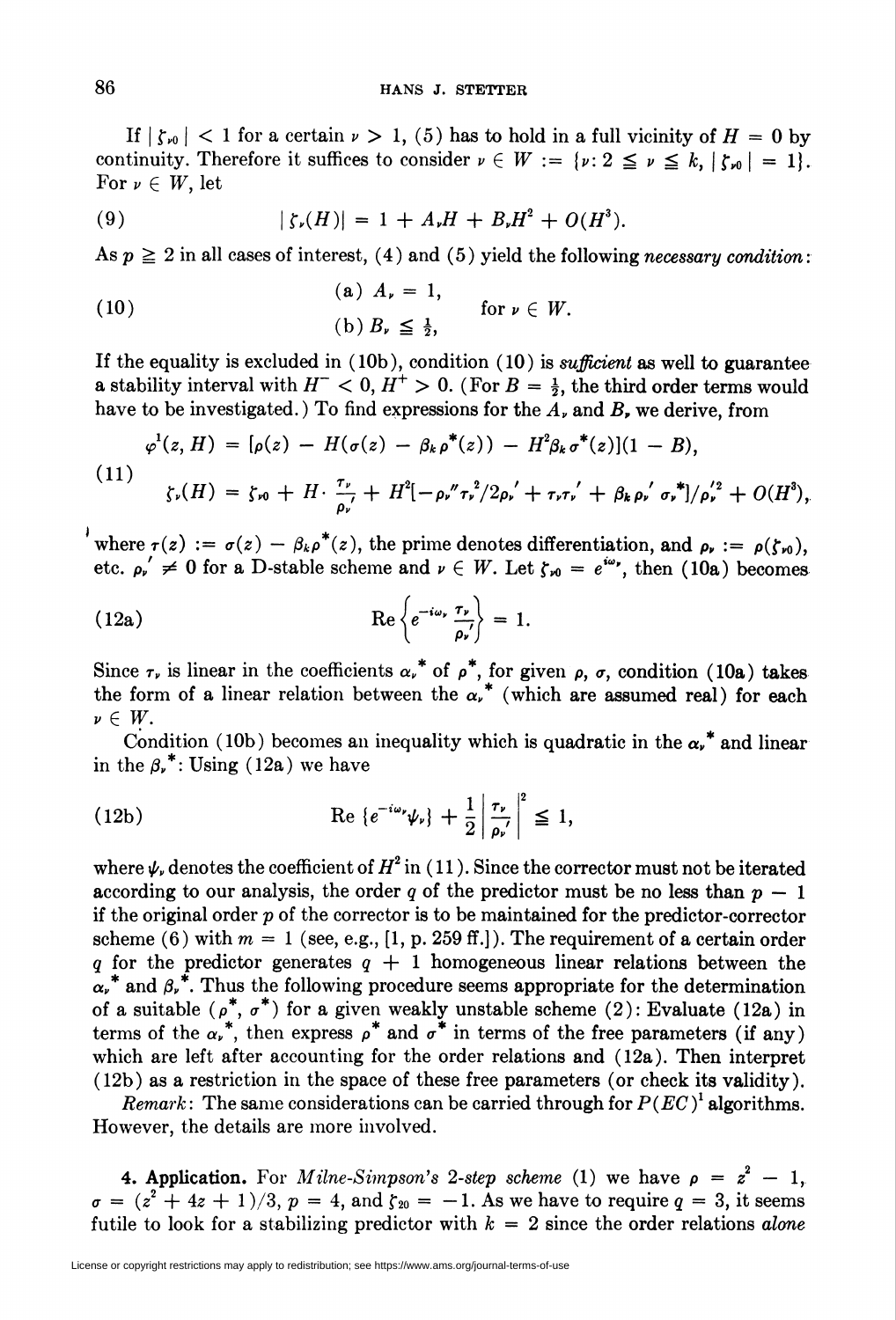If $|\zeta_{\nu 0}| < 1$ for a certain $\nu > 1$, (5) has to hold in a full vicinity of $H = 0$ by continuity. Therefore it suffices to consider $\nu \in W := \{\nu: 2 \leqq \nu \leqq k, |\zeta_{\nu 0}| = 1\}$. For $\nu \in W$, let

$$|\zeta_\nu(H)| = 1 + A_\nu H + B_\nu H^2 + O(H^3). \tag{9}$$

As $p \geqq 2$ in all cases of interest, (4) and (5) yield the following *necessary condition*:

$$\begin{aligned} &\text{(a) } A_\nu = 1, \\ &\text{(b) } B_\nu \leqq \tfrac{1}{2}, \end{aligned} \qquad \text{for } \nu \in W. \tag{10}$$

If the equality is excluded in (10b), condition (10) is *sufficient* as well to guarantee a stability interval with $H^- < 0, H^+ > 0$. (For $B = \frac{1}{2}$, the third order terms would have to be investigated.) To find expressions for the $A_\nu$ and $B_\nu$ we derive, from

$$\begin{aligned} \varphi^1(z, H) &= [\rho(z) - H(\sigma(z) - \beta_k \rho^*(z)) - H^2 \beta_k \sigma^*(z)](1 - B), \\ \zeta_\nu(H) &= \zeta_{\nu 0} + H \cdot \frac{\tau_\nu}{\rho_\nu'} + H^2[-\rho_\nu'' \tau_\nu^2 / 2\rho_\nu' + \tau_\nu \tau_\nu' + \beta_k \rho_\nu' \sigma_\nu^*]/\rho_\nu'^2 + O(H^3), \end{aligned} \tag{11}$$

where $\tau(z) := \sigma(z) - \beta_k \rho^*(z)$, the prime denotes differentiation, and $\rho_\nu := \rho(\zeta_{\nu 0})$, etc. $\rho_\nu' \neq 0$ for a D-stable scheme and $\nu \in W$. Let $\zeta_{\nu 0} = e^{i\omega_\nu}$, then (10a) becomes

$$\operatorname{Re}\left\{e^{-i\omega_\nu} \frac{\tau_\nu}{\rho_\nu'}\right\} = 1. \tag{12a}$$

Since $\tau_\nu$ is linear in the coefficients $\alpha_\nu^*$ of $\rho^*$, for given $\rho$, $\sigma$, condition (10a) takes the form of a linear relation between the $\alpha_\nu^*$ (which are assumed real) for each $\nu \in W$.

Condition (10b) becomes an inequality which is quadratic in the $\alpha_\nu^*$ and linear in the $\beta_\nu^*$: Using (12a) we have

$$\operatorname{Re}\{e^{-i\omega_\nu} \psi_\nu\} + \frac{1}{2}\left|\frac{\tau_\nu}{\rho_\nu'}\right|^2 \leqq 1, \tag{12b}$$

where $\psi_\nu$ denotes the coefficient of $H^2$ in (11). Since the corrector must not be iterated according to our analysis, the order $q$ of the predictor must be no less than $p - 1$ if the original order $p$ of the corrector is to be maintained for the predictor-corrector scheme (6) with $m = 1$ (see, e.g., [1, p. 259 ff.]). The requirement of a certain order $q$ for the predictor generates $q + 1$ homogeneous linear relations between the $\alpha_\nu^*$ and $\beta_\nu^*$. Thus the following procedure seems appropriate for the determination of a suitable $(\rho^*, \sigma^*)$ for a given weakly unstable scheme (2): Evaluate (12a) in terms of the $\alpha_\nu^*$, then express $\rho^*$ and $\sigma^*$ in terms of the free parameters (if any) which are left after accounting for the order relations and (12a). Then interpret (12b) as a restriction in the space of these free parameters (or check its validity).

*Remark*: The same considerations can be carried through for $P(EC)^1$ algorithms. However, the details are more involved.

**4. Application.** For *Milne-Simpson's 2-step scheme* (1) we have $\rho = z^2 - 1$, $\sigma = (z^2 + 4z + 1)/3$, $p = 4$, and $\zeta_{20} = -1$. As we have to require $q = 3$, it seems futile to look for a stabilizing predictor with $k = 2$ since the order relations *alone*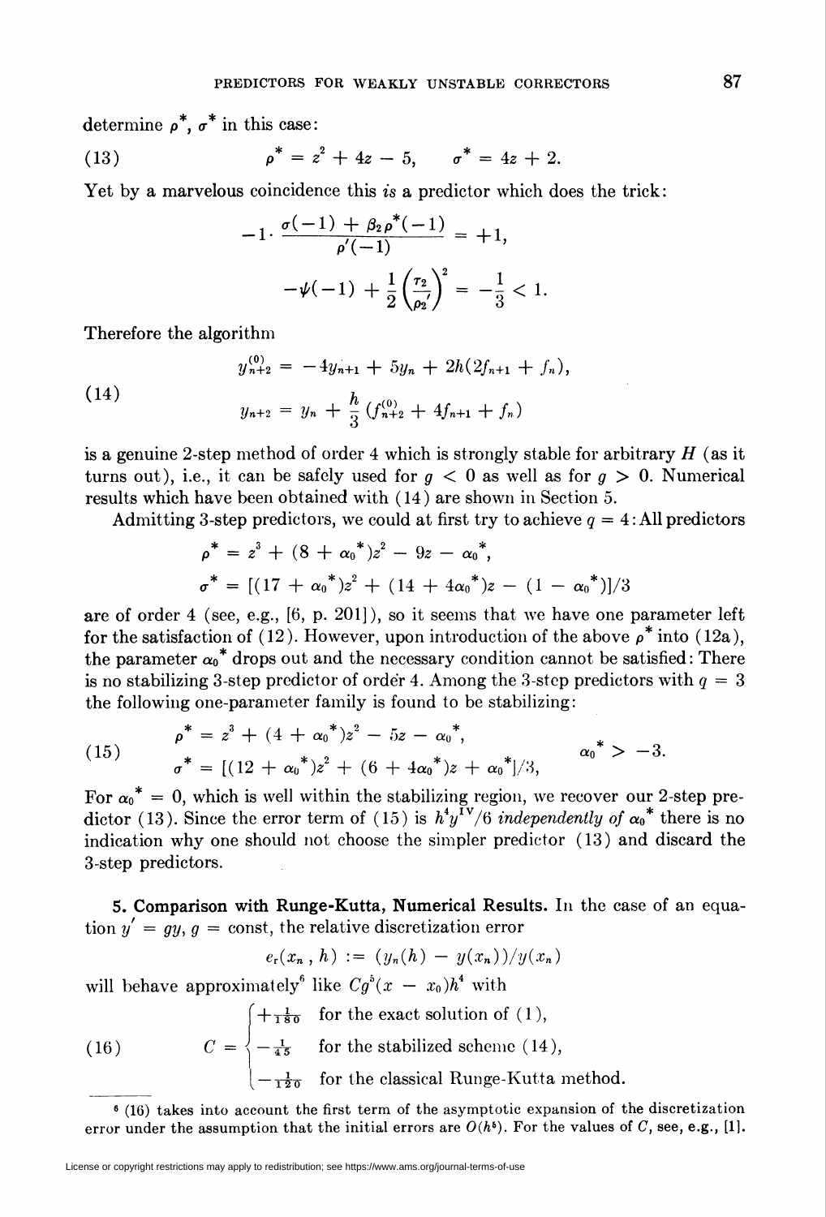determine $\rho^*$, $\sigma^*$ in this case:

$$\rho^* = z^2 + 4z - 5, \qquad \sigma^* = 4z + 2. \tag{13}$$

Yet by a marvelous coincidence this *is* a predictor which does the trick:

$$-1 \cdot \frac{\sigma(-1) + \beta_2 \rho^*(-1)}{\rho'(-1)} = +1,$$

$$-\psi(-1) + \frac{1}{2}\left(\frac{\tau_2}{\rho_2'}\right)^2 = -\frac{1}{3} < 1.$$

Therefore the algorithm

$$\begin{aligned} y_{n+2}^{(0)} &= -4y_{n+1} + 5y_n + 2h(2f_{n+1} + f_n), \\ y_{n+2} &= y_n + \frac{h}{3}(f_{n+2}^{(0)} + 4f_{n+1} + f_n) \end{aligned} \tag{14}$$

is a genuine 2-step method of order 4 which is strongly stable for arbitrary $H$ (as it turns out), i.e., it can be safely used for $g < 0$ as well as for $g > 0$. Numerical results which have been obtained with (14) are shown in Section 5.

Admitting 3-step predictors, we could at first try to achieve $q = 4$: All predictors

$$\rho^* = z^3 + (8 + \alpha_0^*)z^2 - 9z - \alpha_0^*,$$

$$\sigma^* = [(17 + \alpha_0^*)z^2 + (14 + 4\alpha_0^*)z - (1 - \alpha_0^*)]/3$$

are of order 4 (see, e.g., [6, p. 201]), so it seems that we have one parameter left for the satisfaction of (12). However, upon introduction of the above $\rho^*$ into (12a), the parameter $\alpha_0^*$ drops out and the necessary condition cannot be satisfied: There is no stabilizing 3-step predictor of order 4. Among the 3-step predictors with $q = 3$ the following one-parameter family is found to be stabilizing:

$$\begin{aligned} \rho^* &= z^3 + (4 + \alpha_0^*)z^2 - 5z - \alpha_0^*, \\ \sigma^* &= [(12 + \alpha_0^*)z^2 + (6 + 4\alpha_0^*)z + \alpha_0^*]/3, \end{aligned} \qquad \alpha_0^* > -3. \tag{15}$$

For $\alpha_0^* = 0$, which is well within the stabilizing region, we recover our 2-step predictor (13). Since the error term of (15) is $h^4 y^{\mathrm{IV}}/6$ *independently of* $\alpha_0^*$ there is no indication why one should not choose the simpler predictor (13) and discard the 3-step predictors.

**5. Comparison with Runge-Kutta, Numerical Results.** In the case of an equation $y' = gy$, $g = \text{const}$, the relative discretization error

$$e_r(x_n, h) := (y_n(h) - y(x_n))/y(x_n)$$

will behave approximately[6] like $Cg^5(x - x_0)h^4$ with

$$C = \begin{cases} +\frac{1}{180} & \text{for the exact solution of (1),} \\ -\frac{1}{45} & \text{for the stabilized scheme (14),} \\ -\frac{1}{120} & \text{for the classical Runge-Kutta method.} \end{cases} \tag{16}$$

---

[6] (16) takes into account the first term of the asymptotic expansion of the discretization error under the assumption that the initial errors are $O(h^5)$. For the values of $C$, see, e.g., [1].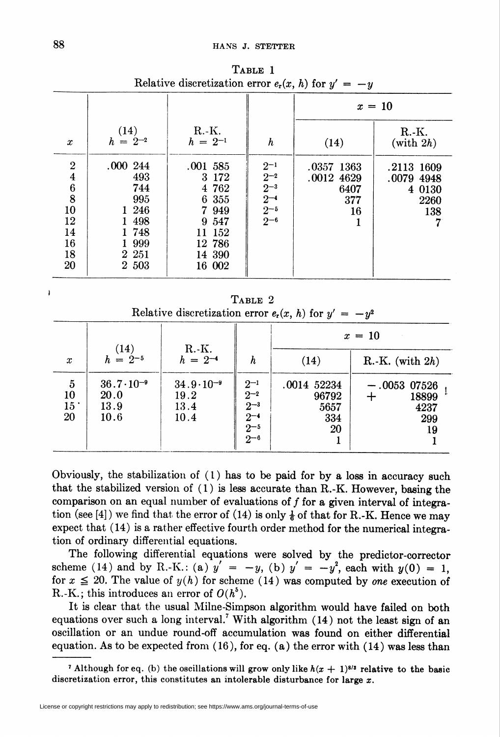**Table 1**

Relative discretization error $e_r(x, h)$ for $y' = -y$

| $x$ | (14) $h = 2^{-2}$ | R.-K. $h = 2^{-1}$ | $h$ | $x = 10$ (14) | R.-K. (with $2h$) |
|---|---|---|---|---|---|
| 2 | .000 244 | .001 585 | $2^{-1}$ | .0357 1363 | .2113 1609 |
| 4 | 493 | 3 172 | $2^{-2}$ | .0012 4629 | .0079 4948 |
| 6 | 744 | 4 762 | $2^{-3}$ | 6407 | 4 0130 |
| 8 | 995 | 6 355 | $2^{-4}$ | 377 | 2260 |
| 10 | 1 246 | 7 949 | $2^{-5}$ | 16 | 138 |
| 12 | 1 498 | 9 547 | $2^{-6}$ | 1 | 7 |
| 14 | 1 748 | 11 152 | | | |
| 16 | 1 999 | 12 786 | | | |
| 18 | 2 251 | 14 390 | | | |
| 20 | 2 503 | 16 002 | | | |

**Table 2**

Relative discretization error $e_r(x, h)$ for $y' = -y^2$

| $x$ | (14) $h = 2^{-5}$ | R.-K. $h = 2^{-4}$ | $h$ | $x = 10$ (14) | R.-K. (with $2h$) |
|---|---|---|---|---|---|
| 5 | $36.7 \cdot 10^{-9}$ | $34.9 \cdot 10^{-9}$ | $2^{-1}$ | .0014 52234 | $-$.0053 07526 ! |
| 10 | 20.0 | 19.2 | $2^{-2}$ | 96792 | $+$ 18899 ! |
| 15 | 13.9 | 13.4 | $2^{-3}$ | 5657 | 4237 |
| 20 | 10.6 | 10.4 | $2^{-4}$ | 334 | 299 |
| | | | $2^{-5}$ | 20 | 19 |
| | | | $2^{-6}$ | 1 | 1 |

Obviously, the stabilization of (1) has to be paid for by a loss in accuracy such that the stabilized version of (1) is less accurate than R.-K. However, basing the comparison on an equal number of evaluations of $f$ for a given interval of integration (see [4]) we find that the error of (14) is only $\frac{1}{6}$ of that for R.-K. Hence we may expect that (14) is a rather effective fourth order method for the numerical integration of ordinary differential equations.

The following differential equations were solved by the predictor-corrector scheme (14) and by R.-K.: (a) $y' = -y$, (b) $y' = -y^2$, each with $y(0) = 1$, for $x \leq 20$. The value of $y(h)$ for scheme (14) was computed by *one* execution of R.-K.; this introduces an error of $O(h^5)$.

It is clear that the usual Milne-Simpson algorithm would have failed on both equations over such a long interval.[7] With algorithm (14) not the least sign of an oscillation or an undue round-off accumulation was found on either differential equation. As to be expected from (16), for eq. (a) the error with (14) was less than

[7] Although for eq. (b) the oscillations will grow only like $h(x + 1)^{8/3}$ relative to the basic discretization error, this constitutes an intolerable disturbance for large $x$.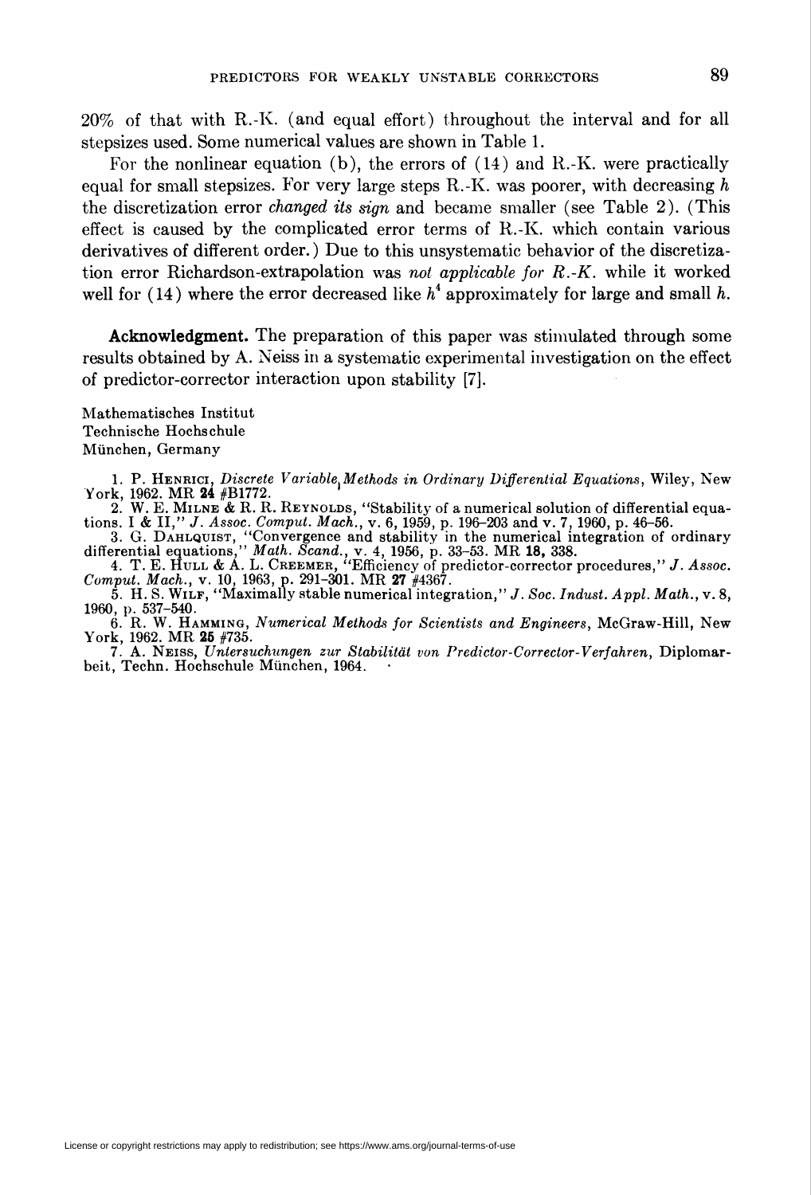20% of that with R.-K. (and equal effort) throughout the interval and for all stepsizes used. Some numerical values are shown in Table 1.

For the nonlinear equation (b), the errors of (14) and R.-K. were practically equal for small stepsizes. For very large steps R.-K. was poorer, with decreasing $h$ the discretization error *changed its sign* and became smaller (see Table 2). (This effect is caused by the complicated error terms of R.-K. which contain various derivatives of different order.) Due to this unsystematic behavior of the discretization error Richardson-extrapolation was *not applicable for R.-K.* while it worked well for (14) where the error decreased like $h^4$ approximately for large and small $h$.

**Acknowledgment.** The preparation of this paper was stimulated through some results obtained by A. Neiss in a systematic experimental investigation on the effect of predictor-corrector interaction upon stability [7].

Mathematisches Institut
Technische Hochschule
München, Germany

1. P. Henrici, *Discrete Variable Methods in Ordinary Differential Equations*, Wiley, New York, 1962. MR **24** #B1772.
2. W. E. Milne & R. R. Reynolds, "Stability of a numerical solution of differential equations. I & II," *J. Assoc. Comput. Mach.*, v. 6, 1959, p. 196–203 and v. 7, 1960, p. 46–56.
3. G. Dahlquist, "Convergence and stability in the numerical integration of ordinary differential equations," *Math. Scand.*, v. 4, 1956, p. 33–53. MR **18**, 338.
4. T. E. Hull & A. L. Creemer, "Efficiency of predictor-corrector procedures," *J. Assoc. Comput. Mach.*, v. 10, 1963, p. 291–301. MR **27** #4367.
5. H. S. Wilf, "Maximally stable numerical integration," *J. Soc. Indust. Appl. Math.*, v. 8, 1960, p. 537–540.
6. R. W. Hamming, *Numerical Methods for Scientists and Engineers*, McGraw-Hill, New York, 1962. MR **25** #735.
7. A. Neiss, *Untersuchungen zur Stabilität von Predictor-Corrector-Verfahren*, Diplomarbeit, Techn. Hochschule München, 1964.